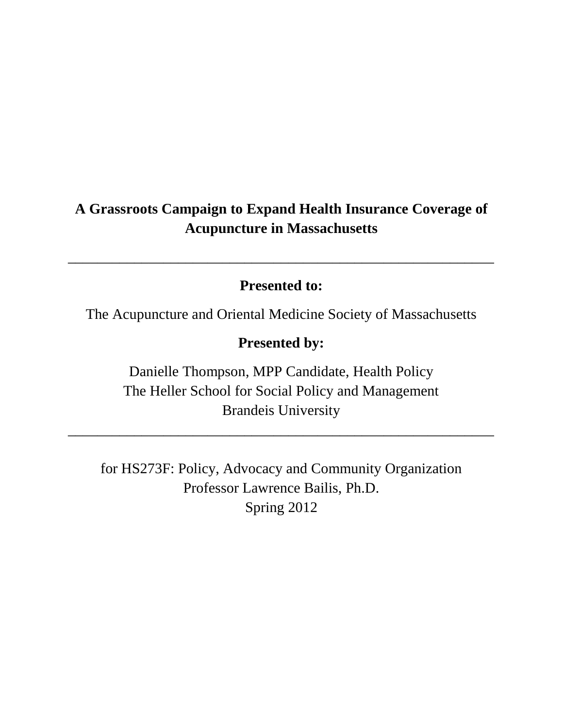# A Grassroots Campaign to Expand Health Insurance Coverage of Acupuncture in Massachusetts

---

**Presented to:**

The Acupuncture and Oriental Medicine Society of Massachusetts

**Presented by:**

Danielle Thompson, MPP Candidate, Health Policy
The Heller School for Social Policy and Management
Brandeis University

---

for HS273F: Policy, Advocacy and Community Organization
Professor Lawrence Bailis, Ph.D.
Spring 2012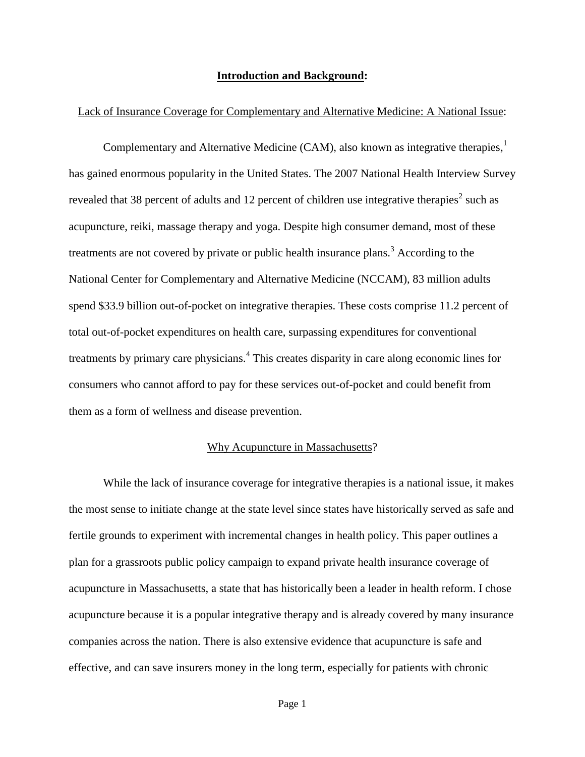## **Introduction and Background**:

### Lack of Insurance Coverage for Complementary and Alternative Medicine: A National Issue:

Complementary and Alternative Medicine (CAM), also known as integrative therapies,[1] has gained enormous popularity in the United States. The 2007 National Health Interview Survey revealed that 38 percent of adults and 12 percent of children use integrative therapies[2] such as acupuncture, reiki, massage therapy and yoga. Despite high consumer demand, most of these treatments are not covered by private or public health insurance plans.[3] According to the National Center for Complementary and Alternative Medicine (NCCAM), 83 million adults spend $33.9 billion out-of-pocket on integrative therapies. These costs comprise 11.2 percent of total out-of-pocket expenditures on health care, surpassing expenditures for conventional treatments by primary care physicians.[4] This creates disparity in care along economic lines for consumers who cannot afford to pay for these services out-of-pocket and could benefit from them as a form of wellness and disease prevention.

### Why Acupuncture in Massachusetts?

While the lack of insurance coverage for integrative therapies is a national issue, it makes the most sense to initiate change at the state level since states have historically served as safe and fertile grounds to experiment with incremental changes in health policy. This paper outlines a plan for a grassroots public policy campaign to expand private health insurance coverage of acupuncture in Massachusetts, a state that has historically been a leader in health reform. I chose acupuncture because it is a popular integrative therapy and is already covered by many insurance companies across the nation. There is also extensive evidence that acupuncture is safe and effective, and can save insurers money in the long term, especially for patients with chronic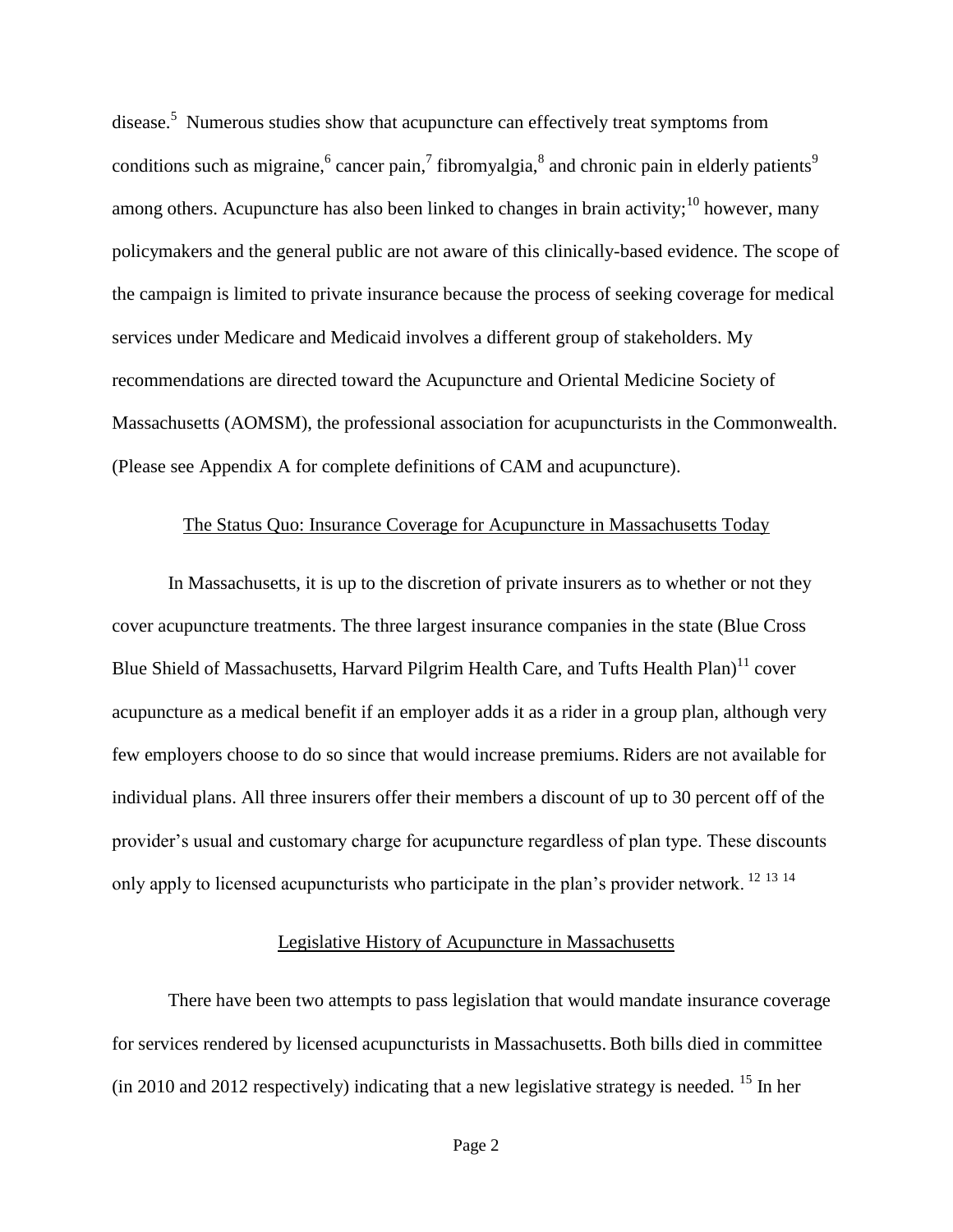disease.[5] Numerous studies show that acupuncture can effectively treat symptoms from conditions such as migraine,[6] cancer pain,[7] fibromyalgia,[8] and chronic pain in elderly patients[9] among others. Acupuncture has also been linked to changes in brain activity;[10] however, many policymakers and the general public are not aware of this clinically-based evidence. The scope of the campaign is limited to private insurance because the process of seeking coverage for medical services under Medicare and Medicaid involves a different group of stakeholders. My recommendations are directed toward the Acupuncture and Oriental Medicine Society of Massachusetts (AOMSM), the professional association for acupuncturists in the Commonwealth. (Please see Appendix A for complete definitions of CAM and acupuncture).

## The Status Quo: Insurance Coverage for Acupuncture in Massachusetts Today

In Massachusetts, it is up to the discretion of private insurers as to whether or not they cover acupuncture treatments. The three largest insurance companies in the state (Blue Cross Blue Shield of Massachusetts, Harvard Pilgrim Health Care, and Tufts Health Plan)[11] cover acupuncture as a medical benefit if an employer adds it as a rider in a group plan, although very few employers choose to do so since that would increase premiums. Riders are not available for individual plans. All three insurers offer their members a discount of up to 30 percent off of the provider's usual and customary charge for acupuncture regardless of plan type. These discounts only apply to licensed acupuncturists who participate in the plan's provider network. [12] [13] [14]

## Legislative History of Acupuncture in Massachusetts

There have been two attempts to pass legislation that would mandate insurance coverage for services rendered by licensed acupuncturists in Massachusetts. Both bills died in committee (in 2010 and 2012 respectively) indicating that a new legislative strategy is needed. [15] In her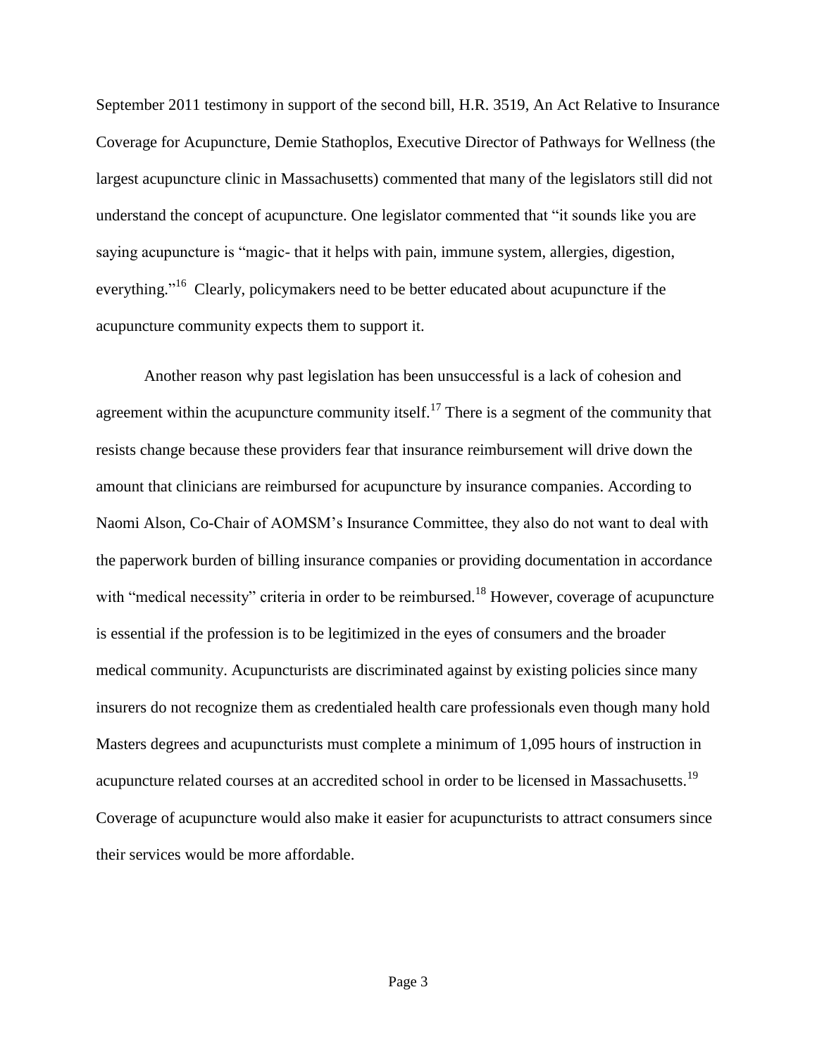September 2011 testimony in support of the second bill, H.R. 3519, An Act Relative to Insurance Coverage for Acupuncture, Demie Stathoplos, Executive Director of Pathways for Wellness (the largest acupuncture clinic in Massachusetts) commented that many of the legislators still did not understand the concept of acupuncture. One legislator commented that "it sounds like you are saying acupuncture is "magic- that it helps with pain, immune system, allergies, digestion, everything."[16] Clearly, policymakers need to be better educated about acupuncture if the acupuncture community expects them to support it.

Another reason why past legislation has been unsuccessful is a lack of cohesion and agreement within the acupuncture community itself.[17] There is a segment of the community that resists change because these providers fear that insurance reimbursement will drive down the amount that clinicians are reimbursed for acupuncture by insurance companies. According to Naomi Alson, Co-Chair of AOMSM's Insurance Committee, they also do not want to deal with the paperwork burden of billing insurance companies or providing documentation in accordance with "medical necessity" criteria in order to be reimbursed.[18] However, coverage of acupuncture is essential if the profession is to be legitimized in the eyes of consumers and the broader medical community. Acupuncturists are discriminated against by existing policies since many insurers do not recognize them as credentialed health care professionals even though many hold Masters degrees and acupuncturists must complete a minimum of 1,095 hours of instruction in acupuncture related courses at an accredited school in order to be licensed in Massachusetts.[19] Coverage of acupuncture would also make it easier for acupuncturists to attract consumers since their services would be more affordable.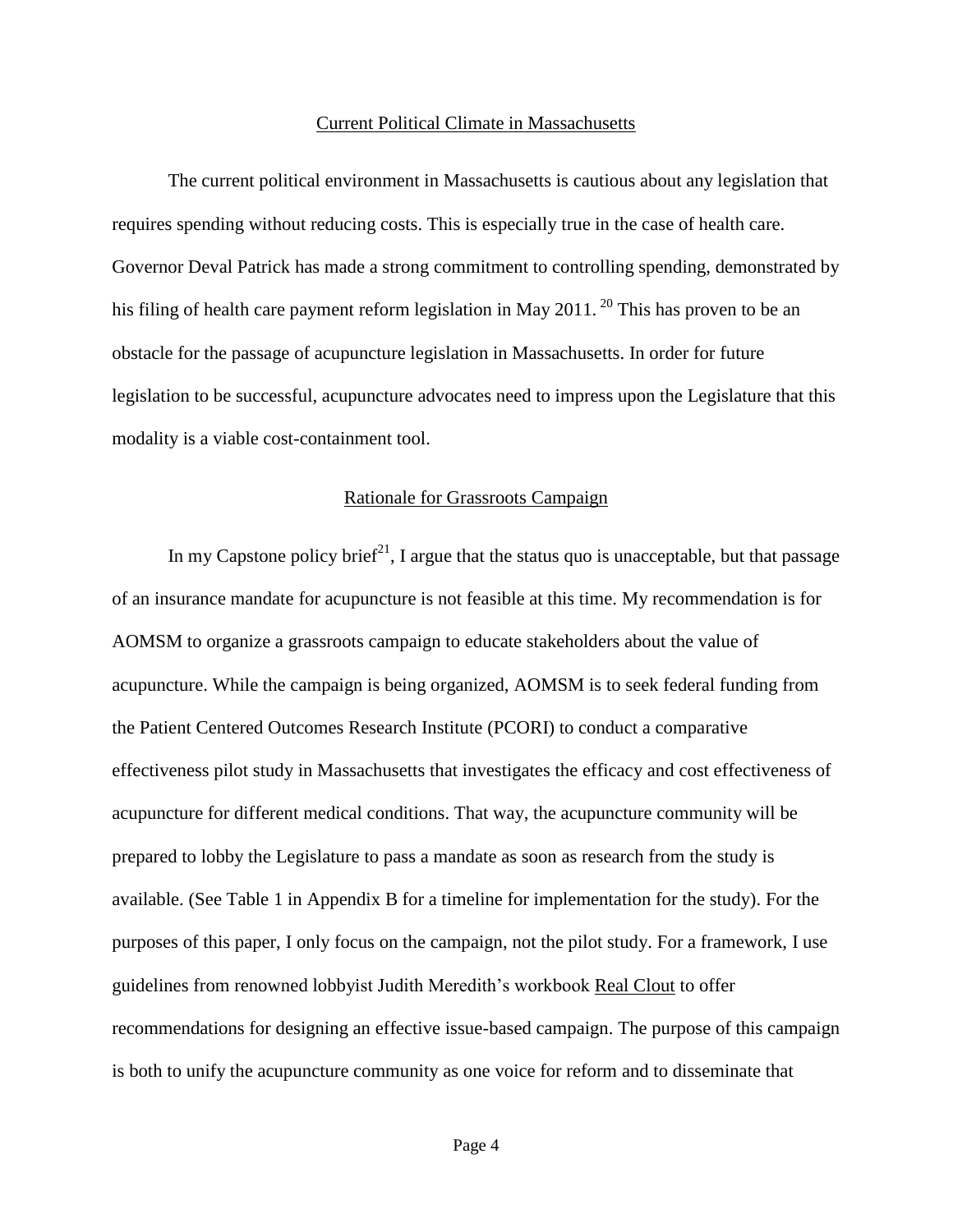## Current Political Climate in Massachusetts

The current political environment in Massachusetts is cautious about any legislation that requires spending without reducing costs. This is especially true in the case of health care. Governor Deval Patrick has made a strong commitment to controlling spending, demonstrated by his filing of health care payment reform legislation in May 2011. [20] This has proven to be an obstacle for the passage of acupuncture legislation in Massachusetts. In order for future legislation to be successful, acupuncture advocates need to impress upon the Legislature that this modality is a viable cost-containment tool.

## Rationale for Grassroots Campaign

In my Capstone policy brief[21], I argue that the status quo is unacceptable, but that passage of an insurance mandate for acupuncture is not feasible at this time. My recommendation is for AOMSM to organize a grassroots campaign to educate stakeholders about the value of acupuncture. While the campaign is being organized, AOMSM is to seek federal funding from the Patient Centered Outcomes Research Institute (PCORI) to conduct a comparative effectiveness pilot study in Massachusetts that investigates the efficacy and cost effectiveness of acupuncture for different medical conditions. That way, the acupuncture community will be prepared to lobby the Legislature to pass a mandate as soon as research from the study is available. (See Table 1 in Appendix B for a timeline for implementation for the study). For the purposes of this paper, I only focus on the campaign, not the pilot study. For a framework, I use guidelines from renowned lobbyist Judith Meredith's workbook Real Clout to offer recommendations for designing an effective issue-based campaign. The purpose of this campaign is both to unify the acupuncture community as one voice for reform and to disseminate that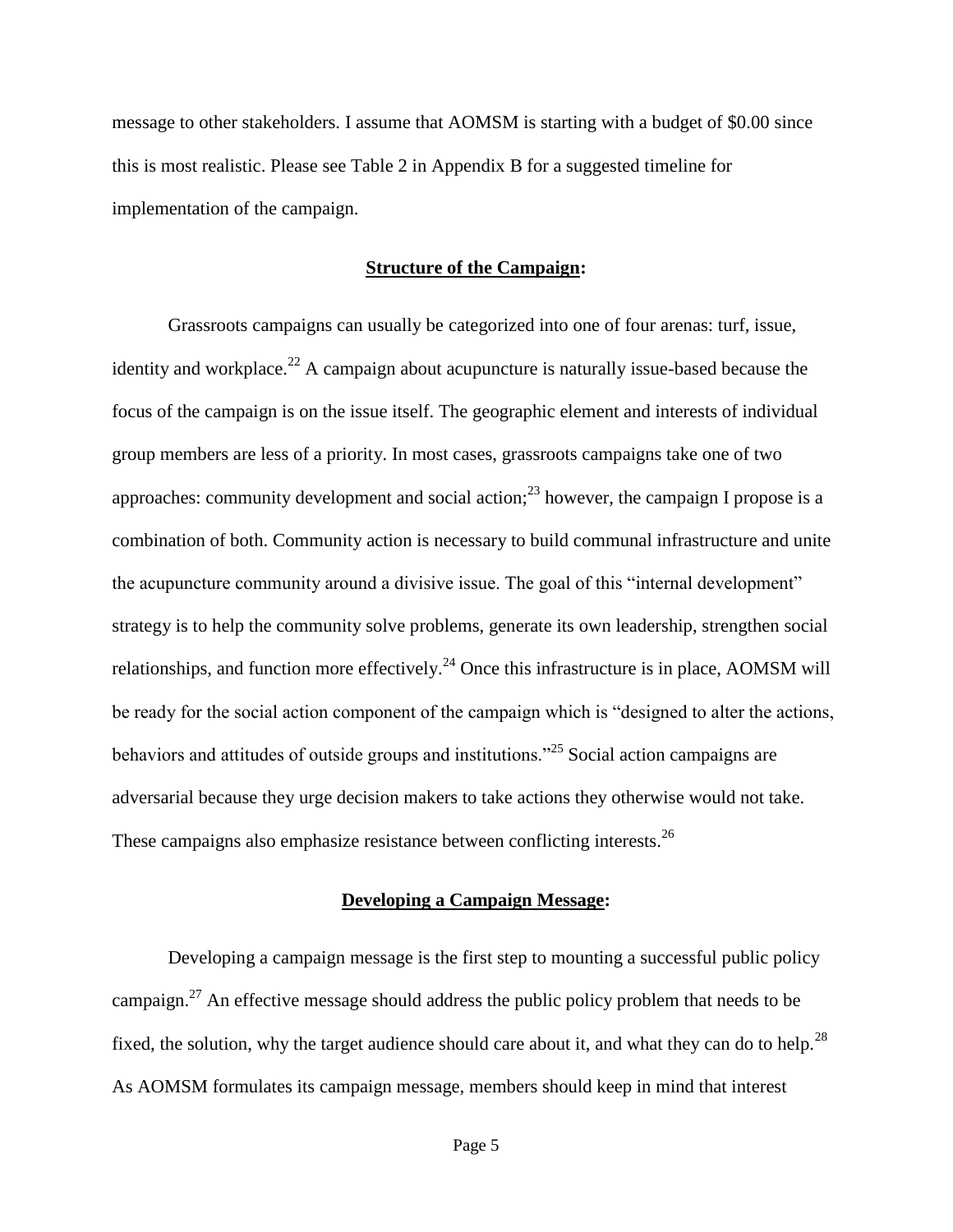message to other stakeholders. I assume that AOMSM is starting with a budget of $0.00 since this is most realistic. Please see Table 2 in Appendix B for a suggested timeline for implementation of the campaign.

## **Structure of the Campaign:**

Grassroots campaigns can usually be categorized into one of four arenas: turf, issue, identity and workplace.[22] A campaign about acupuncture is naturally issue-based because the focus of the campaign is on the issue itself. The geographic element and interests of individual group members are less of a priority. In most cases, grassroots campaigns take one of two approaches: community development and social action;[23] however, the campaign I propose is a combination of both. Community action is necessary to build communal infrastructure and unite the acupuncture community around a divisive issue. The goal of this "internal development" strategy is to help the community solve problems, generate its own leadership, strengthen social relationships, and function more effectively.[24] Once this infrastructure is in place, AOMSM will be ready for the social action component of the campaign which is "designed to alter the actions, behaviors and attitudes of outside groups and institutions."[25] Social action campaigns are adversarial because they urge decision makers to take actions they otherwise would not take. These campaigns also emphasize resistance between conflicting interests.[26]

## **Developing a Campaign Message:**

Developing a campaign message is the first step to mounting a successful public policy campaign.[27] An effective message should address the public policy problem that needs to be fixed, the solution, why the target audience should care about it, and what they can do to help.[28] As AOMSM formulates its campaign message, members should keep in mind that interest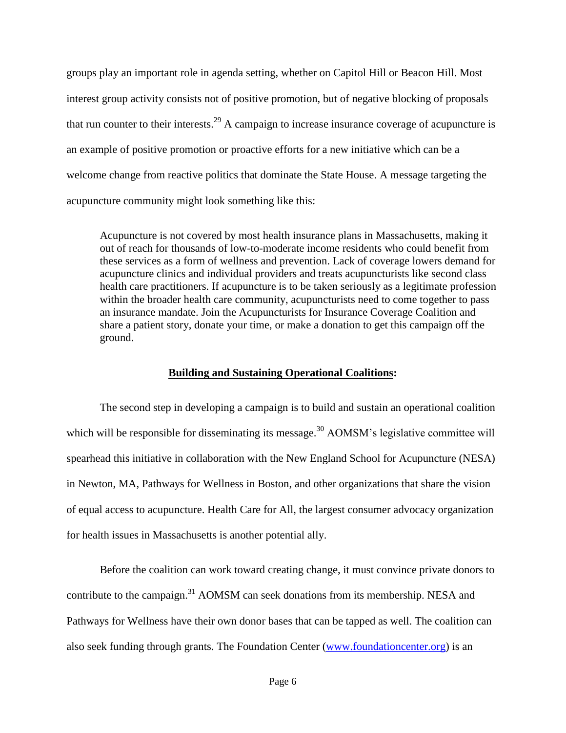groups play an important role in agenda setting, whether on Capitol Hill or Beacon Hill. Most interest group activity consists not of positive promotion, but of negative blocking of proposals that run counter to their interests.[29] A campaign to increase insurance coverage of acupuncture is an example of positive promotion or proactive efforts for a new initiative which can be a welcome change from reactive politics that dominate the State House. A message targeting the acupuncture community might look something like this:

> Acupuncture is not covered by most health insurance plans in Massachusetts, making it out of reach for thousands of low-to-moderate income residents who could benefit from these services as a form of wellness and prevention. Lack of coverage lowers demand for acupuncture clinics and individual providers and treats acupuncturists like second class health care practitioners. If acupuncture is to be taken seriously as a legitimate profession within the broader health care community, acupuncturists need to come together to pass an insurance mandate. Join the Acupuncturists for Insurance Coverage Coalition and share a patient story, donate your time, or make a donation to get this campaign off the ground.

## Building and Sustaining Operational Coalitions:

The second step in developing a campaign is to build and sustain an operational coalition which will be responsible for disseminating its message.[30] AOMSM's legislative committee will spearhead this initiative in collaboration with the New England School for Acupuncture (NESA) in Newton, MA, Pathways for Wellness in Boston, and other organizations that share the vision of equal access to acupuncture. Health Care for All, the largest consumer advocacy organization for health issues in Massachusetts is another potential ally.

Before the coalition can work toward creating change, it must convince private donors to contribute to the campaign.[31] AOMSM can seek donations from its membership. NESA and Pathways for Wellness have their own donor bases that can be tapped as well. The coalition can also seek funding through grants. The Foundation Center (www.foundationcenter.org) is an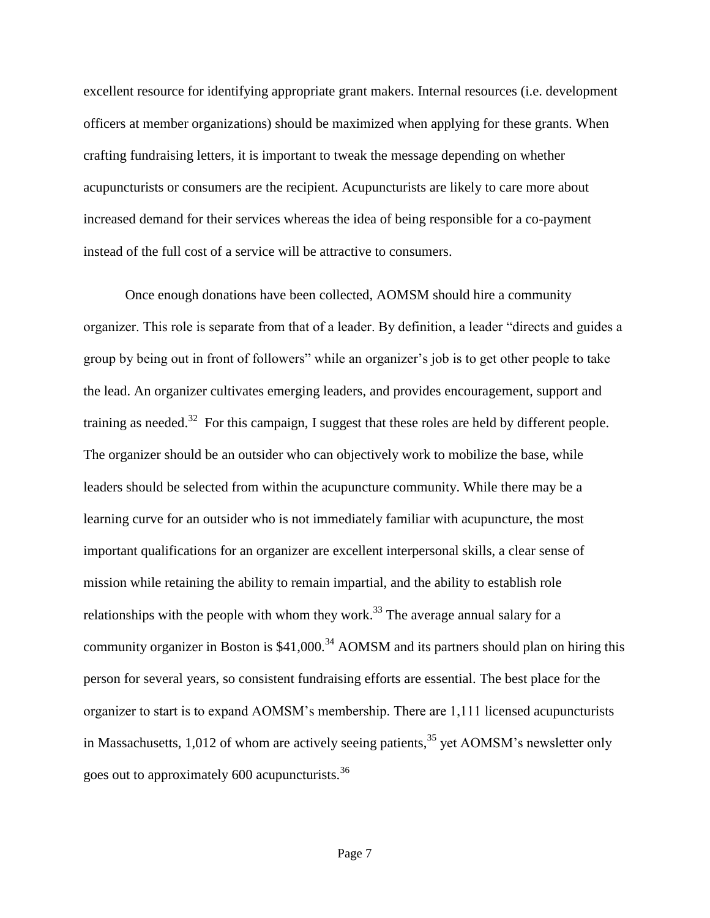excellent resource for identifying appropriate grant makers. Internal resources (i.e. development officers at member organizations) should be maximized when applying for these grants. When crafting fundraising letters, it is important to tweak the message depending on whether acupuncturists or consumers are the recipient. Acupuncturists are likely to care more about increased demand for their services whereas the idea of being responsible for a co-payment instead of the full cost of a service will be attractive to consumers.

Once enough donations have been collected, AOMSM should hire a community organizer. This role is separate from that of a leader. By definition, a leader "directs and guides a group by being out in front of followers" while an organizer's job is to get other people to take the lead. An organizer cultivates emerging leaders, and provides encouragement, support and training as needed.[32] For this campaign, I suggest that these roles are held by different people. The organizer should be an outsider who can objectively work to mobilize the base, while leaders should be selected from within the acupuncture community. While there may be a learning curve for an outsider who is not immediately familiar with acupuncture, the most important qualifications for an organizer are excellent interpersonal skills, a clear sense of mission while retaining the ability to remain impartial, and the ability to establish role relationships with the people with whom they work.[33] The average annual salary for a community organizer in Boston is $41,000.[34] AOMSM and its partners should plan on hiring this person for several years, so consistent fundraising efforts are essential. The best place for the organizer to start is to expand AOMSM's membership. There are 1,111 licensed acupuncturists in Massachusetts, 1,012 of whom are actively seeing patients,[35] yet AOMSM's newsletter only goes out to approximately 600 acupuncturists.[36]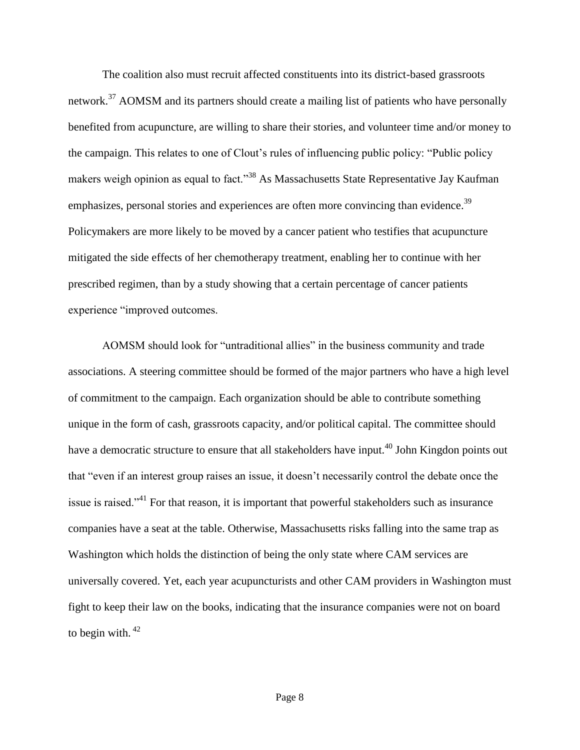The coalition also must recruit affected constituents into its district-based grassroots network.[37] AOMSM and its partners should create a mailing list of patients who have personally benefited from acupuncture, are willing to share their stories, and volunteer time and/or money to the campaign. This relates to one of Clout's rules of influencing public policy: "Public policy makers weigh opinion as equal to fact."[38] As Massachusetts State Representative Jay Kaufman emphasizes, personal stories and experiences are often more convincing than evidence.[39] Policymakers are more likely to be moved by a cancer patient who testifies that acupuncture mitigated the side effects of her chemotherapy treatment, enabling her to continue with her prescribed regimen, than by a study showing that a certain percentage of cancer patients experience "improved outcomes.

AOMSM should look for "untraditional allies" in the business community and trade associations. A steering committee should be formed of the major partners who have a high level of commitment to the campaign. Each organization should be able to contribute something unique in the form of cash, grassroots capacity, and/or political capital. The committee should have a democratic structure to ensure that all stakeholders have input.[40] John Kingdon points out that "even if an interest group raises an issue, it doesn't necessarily control the debate once the issue is raised."[41] For that reason, it is important that powerful stakeholders such as insurance companies have a seat at the table. Otherwise, Massachusetts risks falling into the same trap as Washington which holds the distinction of being the only state where CAM services are universally covered. Yet, each year acupuncturists and other CAM providers in Washington must fight to keep their law on the books, indicating that the insurance companies were not on board to begin with.[42]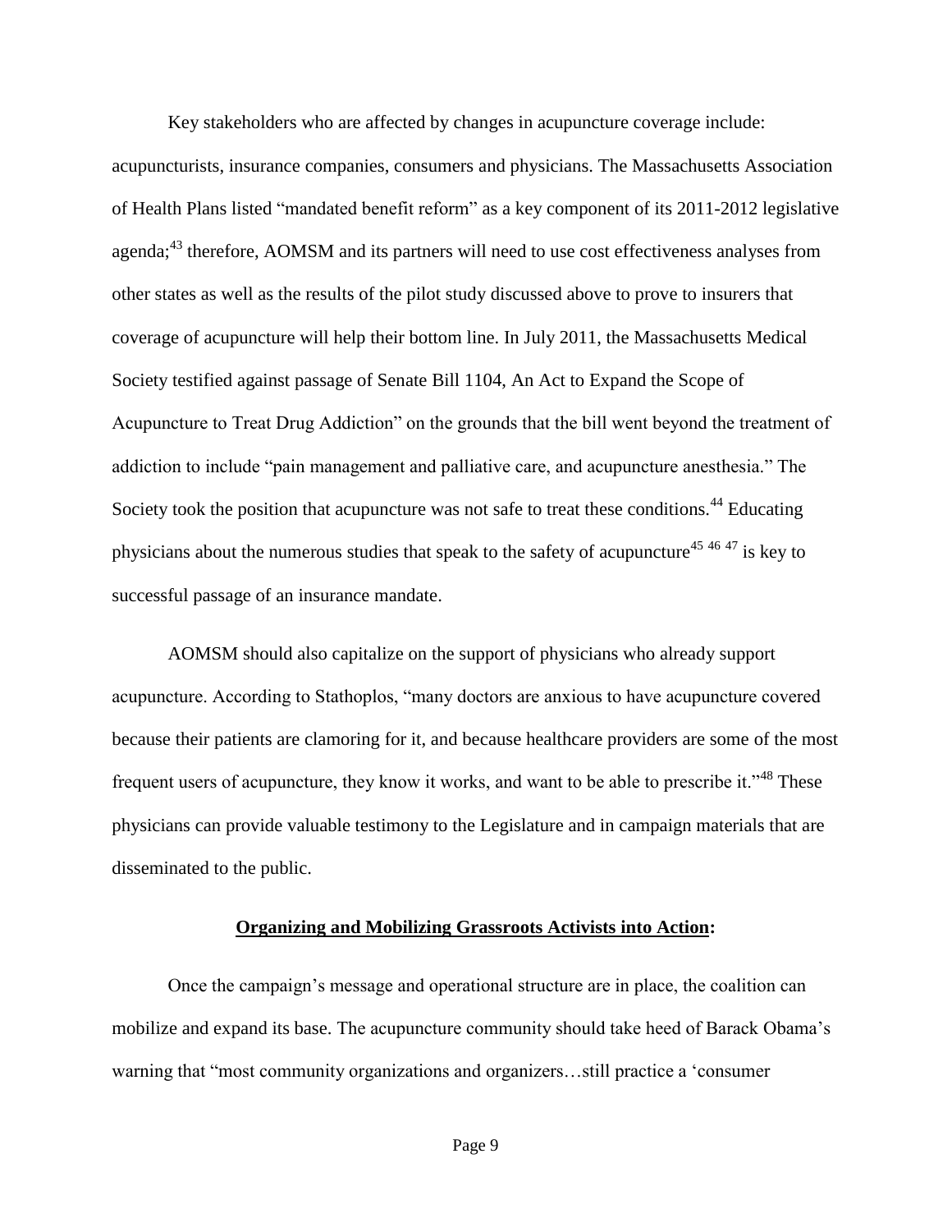Key stakeholders who are affected by changes in acupuncture coverage include: acupuncturists, insurance companies, consumers and physicians. The Massachusetts Association of Health Plans listed "mandated benefit reform" as a key component of its 2011-2012 legislative agenda;[43] therefore, AOMSM and its partners will need to use cost effectiveness analyses from other states as well as the results of the pilot study discussed above to prove to insurers that coverage of acupuncture will help their bottom line. In July 2011, the Massachusetts Medical Society testified against passage of Senate Bill 1104, An Act to Expand the Scope of Acupuncture to Treat Drug Addiction" on the grounds that the bill went beyond the treatment of addiction to include "pain management and palliative care, and acupuncture anesthesia." The Society took the position that acupuncture was not safe to treat these conditions.[44] Educating physicians about the numerous studies that speak to the safety of acupuncture[45] [46] [47] is key to successful passage of an insurance mandate.

AOMSM should also capitalize on the support of physicians who already support acupuncture. According to Stathoplos, "many doctors are anxious to have acupuncture covered because their patients are clamoring for it, and because healthcare providers are some of the most frequent users of acupuncture, they know it works, and want to be able to prescribe it."[48] These physicians can provide valuable testimony to the Legislature and in campaign materials that are disseminated to the public.

**<u>Organizing and Mobilizing Grassroots Activists into Action</u>:**

Once the campaign's message and operational structure are in place, the coalition can mobilize and expand its base. The acupuncture community should take heed of Barack Obama's warning that "most community organizations and organizers…still practice a 'consumer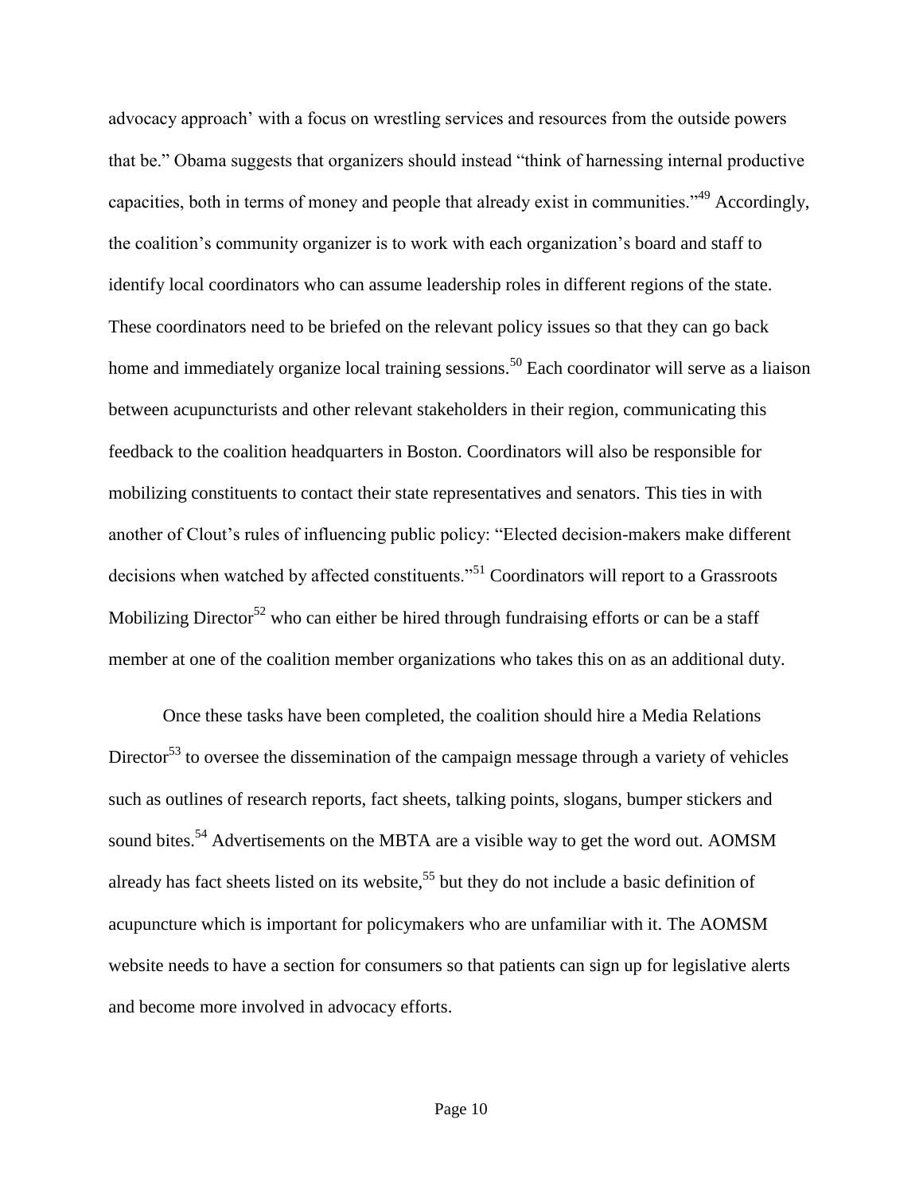advocacy approach' with a focus on wrestling services and resources from the outside powers that be." Obama suggests that organizers should instead "think of harnessing internal productive capacities, both in terms of money and people that already exist in communities."[49] Accordingly, the coalition's community organizer is to work with each organization's board and staff to identify local coordinators who can assume leadership roles in different regions of the state. These coordinators need to be briefed on the relevant policy issues so that they can go back home and immediately organize local training sessions.[50] Each coordinator will serve as a liaison between acupuncturists and other relevant stakeholders in their region, communicating this feedback to the coalition headquarters in Boston. Coordinators will also be responsible for mobilizing constituents to contact their state representatives and senators. This ties in with another of Clout's rules of influencing public policy: "Elected decision-makers make different decisions when watched by affected constituents."[51] Coordinators will report to a Grassroots Mobilizing Director[52] who can either be hired through fundraising efforts or can be a staff member at one of the coalition member organizations who takes this on as an additional duty.

Once these tasks have been completed, the coalition should hire a Media Relations Director[53] to oversee the dissemination of the campaign message through a variety of vehicles such as outlines of research reports, fact sheets, talking points, slogans, bumper stickers and sound bites.[54] Advertisements on the MBTA are a visible way to get the word out. AOMSM already has fact sheets listed on its website,[55] but they do not include a basic definition of acupuncture which is important for policymakers who are unfamiliar with it. The AOMSM website needs to have a section for consumers so that patients can sign up for legislative alerts and become more involved in advocacy efforts.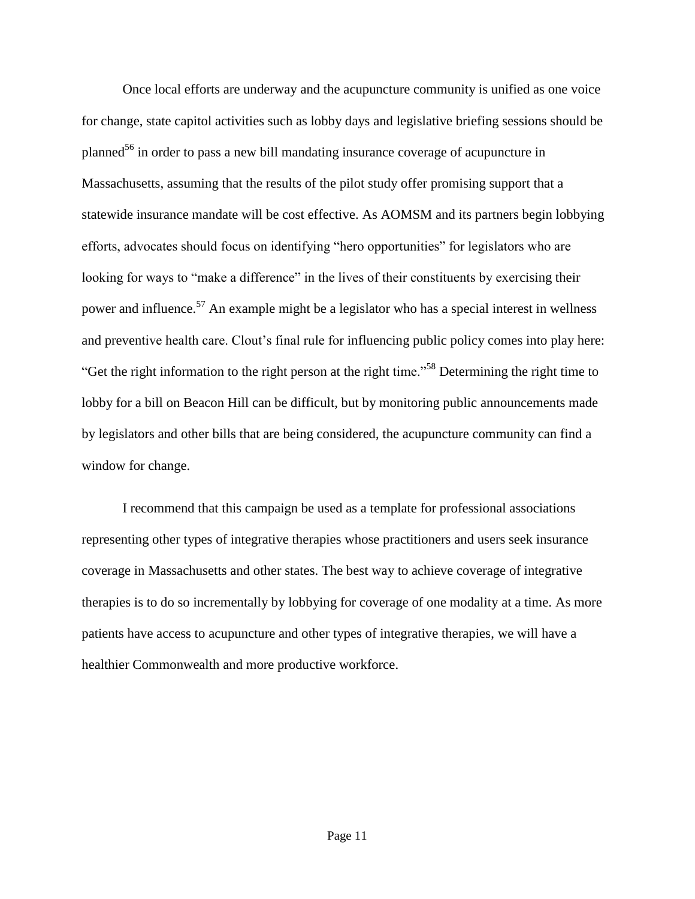Once local efforts are underway and the acupuncture community is unified as one voice for change, state capitol activities such as lobby days and legislative briefing sessions should be planned[56] in order to pass a new bill mandating insurance coverage of acupuncture in Massachusetts, assuming that the results of the pilot study offer promising support that a statewide insurance mandate will be cost effective. As AOMSM and its partners begin lobbying efforts, advocates should focus on identifying "hero opportunities" for legislators who are looking for ways to "make a difference" in the lives of their constituents by exercising their power and influence.[57] An example might be a legislator who has a special interest in wellness and preventive health care. Clout's final rule for influencing public policy comes into play here: "Get the right information to the right person at the right time."[58] Determining the right time to lobby for a bill on Beacon Hill can be difficult, but by monitoring public announcements made by legislators and other bills that are being considered, the acupuncture community can find a window for change.

I recommend that this campaign be used as a template for professional associations representing other types of integrative therapies whose practitioners and users seek insurance coverage in Massachusetts and other states. The best way to achieve coverage of integrative therapies is to do so incrementally by lobbying for coverage of one modality at a time. As more patients have access to acupuncture and other types of integrative therapies, we will have a healthier Commonwealth and more productive workforce.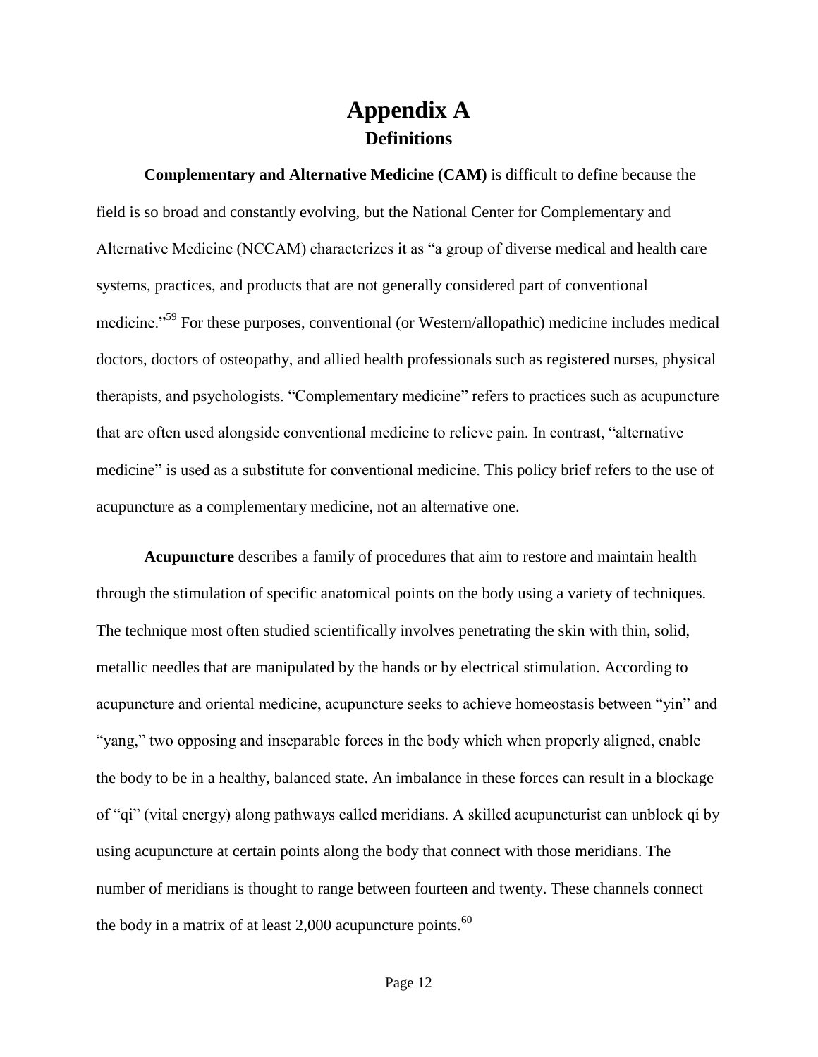# Appendix A

## Definitions

**Complementary and Alternative Medicine (CAM)** is difficult to define because the field is so broad and constantly evolving, but the National Center for Complementary and Alternative Medicine (NCCAM) characterizes it as "a group of diverse medical and health care systems, practices, and products that are not generally considered part of conventional medicine."[59] For these purposes, conventional (or Western/allopathic) medicine includes medical doctors, doctors of osteopathy, and allied health professionals such as registered nurses, physical therapists, and psychologists. "Complementary medicine" refers to practices such as acupuncture that are often used alongside conventional medicine to relieve pain. In contrast, "alternative medicine" is used as a substitute for conventional medicine. This policy brief refers to the use of acupuncture as a complementary medicine, not an alternative one.

**Acupuncture** describes a family of procedures that aim to restore and maintain health through the stimulation of specific anatomical points on the body using a variety of techniques. The technique most often studied scientifically involves penetrating the skin with thin, solid, metallic needles that are manipulated by the hands or by electrical stimulation. According to acupuncture and oriental medicine, acupuncture seeks to achieve homeostasis between "yin" and "yang," two opposing and inseparable forces in the body which when properly aligned, enable the body to be in a healthy, balanced state. An imbalance in these forces can result in a blockage of "qi" (vital energy) along pathways called meridians. A skilled acupuncturist can unblock qi by using acupuncture at certain points along the body that connect with those meridians. The number of meridians is thought to range between fourteen and twenty. These channels connect the body in a matrix of at least 2,000 acupuncture points.[60]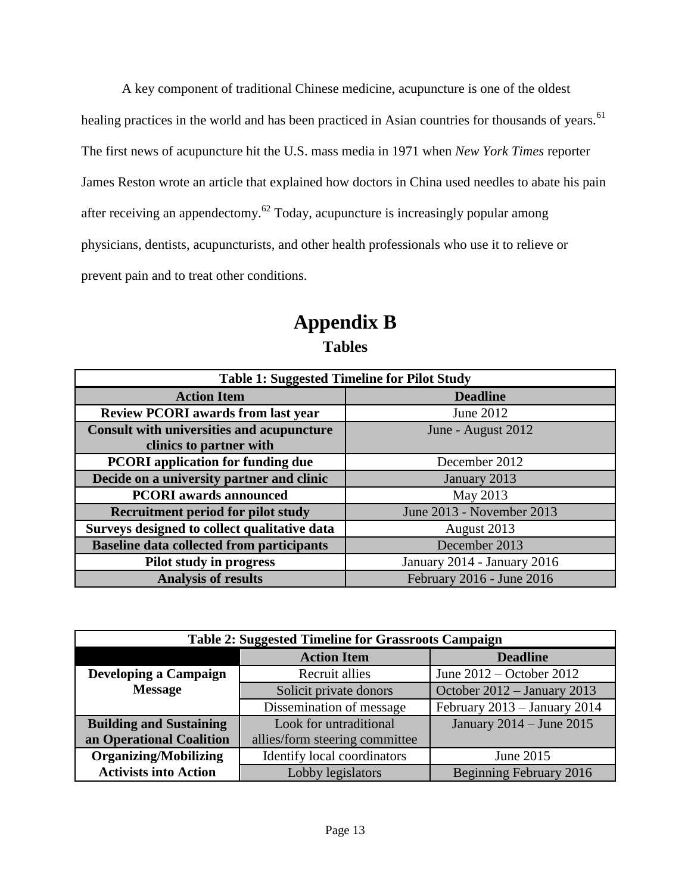A key component of traditional Chinese medicine, acupuncture is one of the oldest healing practices in the world and has been practiced in Asian countries for thousands of years.[61] The first news of acupuncture hit the U.S. mass media in 1971 when *New York Times* reporter James Reston wrote an article that explained how doctors in China used needles to abate his pain after receiving an appendectomy.[62] Today, acupuncture is increasingly popular among physicians, dentists, acupuncturists, and other health professionals who use it to relieve or prevent pain and to treat other conditions.

# Appendix B

## Tables

**Table 1: Suggested Timeline for Pilot Study**

| Action Item | Deadline |
|---|---|
| **Review PCORI awards from last year** | June 2012 |
| **Consult with universities and acupuncture clinics to partner with** | June - August 2012 |
| **PCORI application for funding due** | December 2012 |
| **Decide on a university partner and clinic** | January 2013 |
| **PCORI awards announced** | May 2013 |
| **Recruitment period for pilot study** | June 2013 - November 2013 |
| **Surveys designed to collect qualitative data** | August 2013 |
| **Baseline data collected from participants** | December 2013 |
| **Pilot study in progress** | January 2014 - January 2016 |
| **Analysis of results** | February 2016 - June 2016 |

**Table 2: Suggested Timeline for Grassroots Campaign**

| | Action Item | Deadline |
|---|---|---|
| **Developing a Campaign Message** | Recruit allies | June 2012 – October 2012 |
| | Solicit private donors | October 2012 – January 2013 |
| | Dissemination of message | February 2013 – January 2014 |
| **Building and Sustaining an Operational Coalition** | Look for untraditional allies/form steering committee | January 2014 – June 2015 |
| **Organizing/Mobilizing Activists into Action** | Identify local coordinators | June 2015 |
| | Lobby legislators | Beginning February 2016 |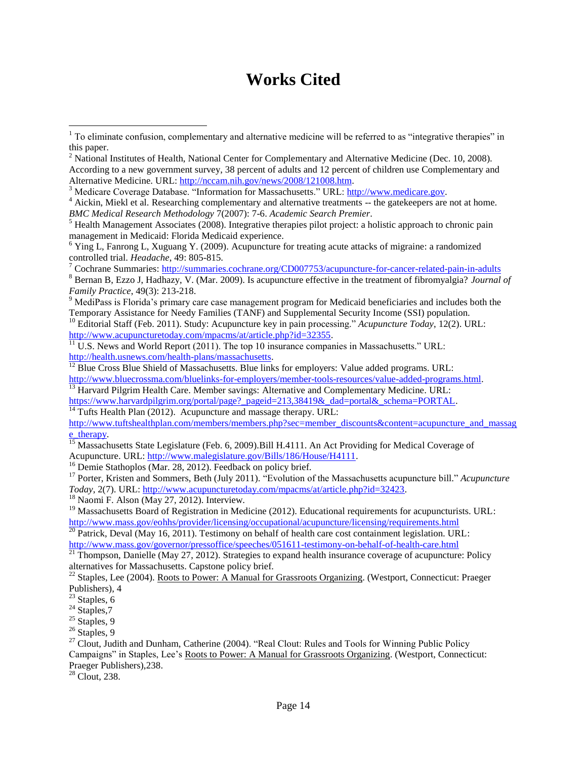# Works Cited

[1] To eliminate confusion, complementary and alternative medicine will be referred to as "integrative therapies" in this paper.

[2] National Institutes of Health, National Center for Complementary and Alternative Medicine (Dec. 10, 2008). According to a new government survey, 38 percent of adults and 12 percent of children use Complementary and Alternative Medicine. URL: http://nccam.nih.gov/news/2008/121008.htm.

[3] Medicare Coverage Database. "Information for Massachusetts." URL: http://www.medicare.gov.

[4] Aickin, Miekl et al. Researching complementary and alternative treatments -- the gatekeepers are not at home. *BMC Medical Research Methodology* 7(2007): 7-6. *Academic Search Premier*.

[5] Health Management Associates (2008). Integrative therapies pilot project: a holistic approach to chronic pain management in Medicaid: Florida Medicaid experience.

[6] Ying L, Fanrong L, Xuguang Y. (2009). Acupuncture for treating acute attacks of migraine: a randomized controlled trial. *Headache*, 49: 805-815.

[7] Cochrane Summaries: http://summaries.cochrane.org/CD007753/acupuncture-for-cancer-related-pain-in-adults

[8] Bernan B, Ezzo J, Hadhazy, V. (Mar. 2009). Is acupuncture effective in the treatment of fibromyalgia? *Journal of Family Practice*, 49(3): 213-218.

[9] MediPass is Florida's primary care case management program for Medicaid beneficiaries and includes both the Temporary Assistance for Needy Families (TANF) and Supplemental Security Income (SSI) population.

[10] Editorial Staff (Feb. 2011). Study: Acupuncture key in pain processing." *Acupuncture Today*, 12(2). URL: http://www.acupuncturetoday.com/mpacms/at/article.php?id=32355.

[11] U.S. News and World Report (2011). The top 10 insurance companies in Massachusetts." URL: http://health.usnews.com/health-plans/massachusetts.

[12] Blue Cross Blue Shield of Massachusetts. Blue links for employers: Value added programs. URL: http://www.bluecrossma.com/bluelinks-for-employers/member-tools-resources/value-added-programs.html.

[13] Harvard Pilgrim Health Care. Member savings: Alternative and Complementary Medicine. URL: https://www.harvardpilgrim.org/portal/page?_pageid=213,38419&_dad=portal&_schema=PORTAL.

[14] Tufts Health Plan (2012). Acupuncture and massage therapy. URL: http://www.tuftshealthplan.com/members/members.php?sec=member_discounts&content=acupuncture_and_massage_therapy.

[15] Massachusetts State Legislature (Feb. 6, 2009).Bill H.4111. An Act Providing for Medical Coverage of Acupuncture. URL: http://www.malegislature.gov/Bills/186/House/H4111.

[16] Demie Stathoplos (Mar. 28, 2012). Feedback on policy brief.

[17] Porter, Kristen and Sommers, Beth (July 2011). "Evolution of the Massachusetts acupuncture bill." *Acupuncture Today*, 2(7). URL: http://www.acupuncturetoday.com/mpacms/at/article.php?id=32423.

[18] Naomi F. Alson (May 27, 2012). Interview.

[19] Massachusetts Board of Registration in Medicine (2012). Educational requirements for acupuncturists. URL: http://www.mass.gov/eohhs/provider/licensing/occupational/acupuncture/licensing/requirements.html

[20] Patrick, Deval (May 16, 2011). Testimony on behalf of health care cost containment legislation. URL: http://www.mass.gov/governor/pressoffice/speeches/051611-testimony-on-behalf-of-health-care.html

[21] Thompson, Danielle (May 27, 2012). Strategies to expand health insurance coverage of acupuncture: Policy alternatives for Massachusetts. Capstone policy brief.

[22] Staples, Lee (2004). Roots to Power: A Manual for Grassroots Organizing. (Westport, Connecticut: Praeger Publishers), 4

[23] Staples, 6

[24] Staples,7

[25] Staples, 9

[26] Staples, 9

[27] Clout, Judith and Dunham, Catherine (2004). "Real Clout: Rules and Tools for Winning Public Policy Campaigns" in Staples, Lee's Roots to Power: A Manual for Grassroots Organizing. (Westport, Connecticut: Praeger Publishers),238.

[28] Clout, 238.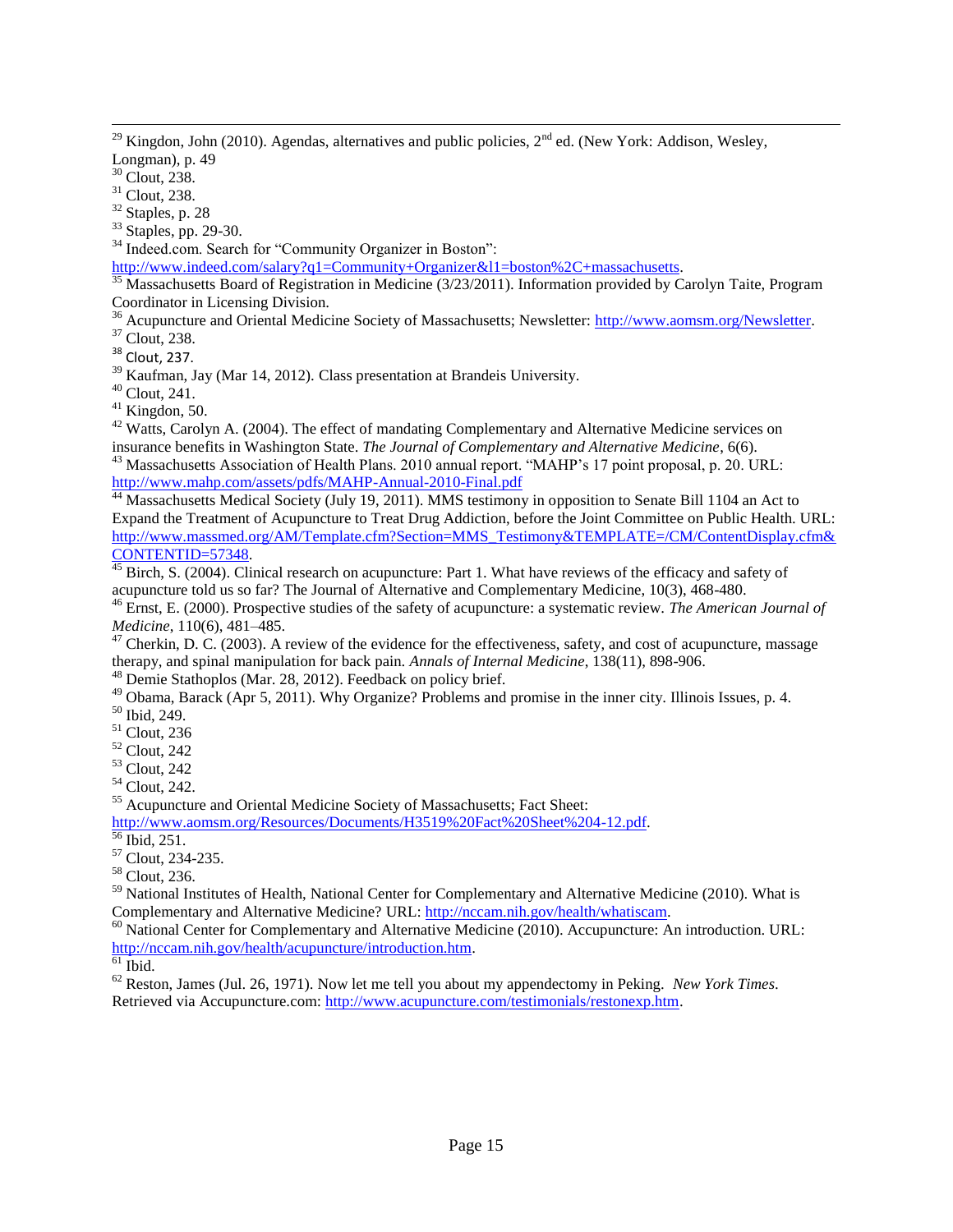[29] Kingdon, John (2010). Agendas, alternatives and public policies, 2nd ed. (New York: Addison, Wesley, Longman), p. 49

[30] Clout, 238.

[31] Clout, 238.

[32] Staples, p. 28

[33] Staples, pp. 29-30.

[34] Indeed.com. Search for "Community Organizer in Boston": http://www.indeed.com/salary?q1=Community+Organizer&l1=boston%2C+massachusetts.

[35] Massachusetts Board of Registration in Medicine (3/23/2011). Information provided by Carolyn Taite, Program Coordinator in Licensing Division.

[36] Acupuncture and Oriental Medicine Society of Massachusetts; Newsletter: http://www.aomsm.org/Newsletter.

[37] Clout, 238.

[38] Clout, 237.

[39] Kaufman, Jay (Mar 14, 2012). Class presentation at Brandeis University.

[40] Clout, 241.

[41] Kingdon, 50.

[42] Watts, Carolyn A. (2004). The effect of mandating Complementary and Alternative Medicine services on insurance benefits in Washington State. *The Journal of Complementary and Alternative Medicine*, 6(6).

[43] Massachusetts Association of Health Plans. 2010 annual report. "MAHP's 17 point proposal, p. 20. URL: http://www.mahp.com/assets/pdfs/MAHP-Annual-2010-Final.pdf

[44] Massachusetts Medical Society (July 19, 2011). MMS testimony in opposition to Senate Bill 1104 an Act to Expand the Treatment of Acupuncture to Treat Drug Addiction, before the Joint Committee on Public Health. URL: http://www.massmed.org/AM/Template.cfm?Section=MMS_Testimony&TEMPLATE=/CM/ContentDisplay.cfm&CONTENTID=57348.

[45] Birch, S. (2004). Clinical research on acupuncture: Part 1. What have reviews of the efficacy and safety of acupuncture told us so far? The Journal of Alternative and Complementary Medicine, 10(3), 468-480.

[46] Ernst, E. (2000). Prospective studies of the safety of acupuncture: a systematic review. *The American Journal of Medicine*, 110(6), 481–485.

[47] Cherkin, D. C. (2003). A review of the evidence for the effectiveness, safety, and cost of acupuncture, massage therapy, and spinal manipulation for back pain. *Annals of Internal Medicine*, 138(11), 898-906.

[48] Demie Stathoplos (Mar. 28, 2012). Feedback on policy brief.

[49] Obama, Barack (Apr 5, 2011). Why Organize? Problems and promise in the inner city. Illinois Issues, p. 4.

[50] Ibid, 249.

[51] Clout, 236

[52] Clout, 242

[53] Clout, 242

[54] Clout, 242.

[55] Acupuncture and Oriental Medicine Society of Massachusetts; Fact Sheet: http://www.aomsm.org/Resources/Documents/H3519%20Fact%20Sheet%204-12.pdf.

[56] Ibid, 251.

[57] Clout, 234-235.

[58] Clout, 236.

[59] National Institutes of Health, National Center for Complementary and Alternative Medicine (2010). What is Complementary and Alternative Medicine? URL: http://nccam.nih.gov/health/whatiscam.

[60] National Center for Complementary and Alternative Medicine (2010). Acupuncture: An introduction. URL: http://nccam.nih.gov/health/acupuncture/introduction.htm.

[61] Ibid.

[62] Reston, James (Jul. 26, 1971). Now let me tell you about my appendectomy in Peking. *New York Times*. Retrieved via Accupuncture.com: http://www.acupuncture.com/testimonials/restonexp.htm.